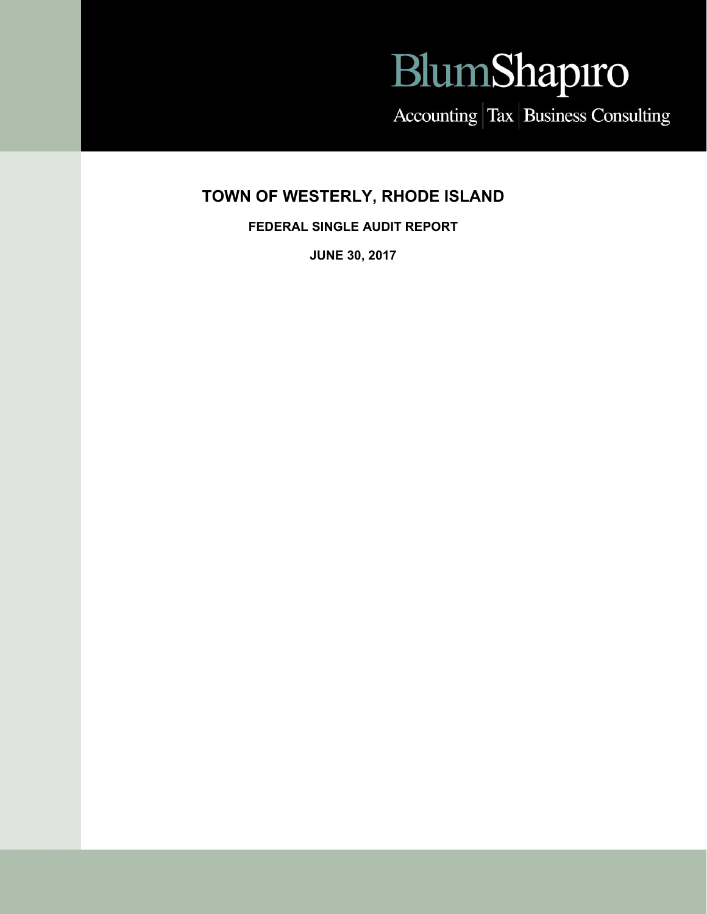BlumShapiro

Accounting | Tax | Business Consulting

# TOWN OF WESTERLY, RHODE ISLAND

## FEDERAL SINGLE AUDIT REPORT

## JUNE 30, 2017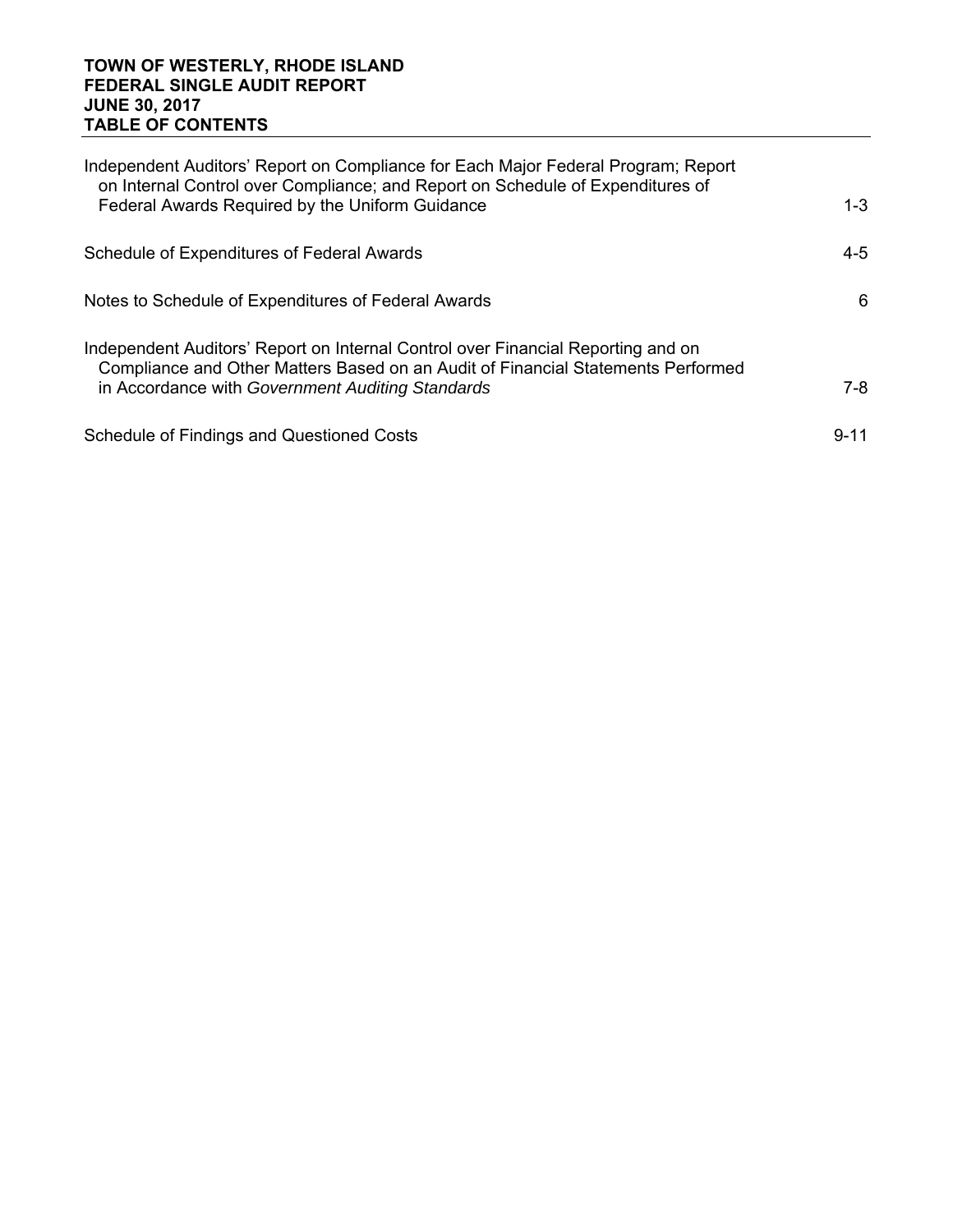**TOWN OF WESTERLY, RHODE ISLAND**
**FEDERAL SINGLE AUDIT REPORT**
**JUNE 30, 2017**
**TABLE OF CONTENTS**

| | |
|---|---|
| Independent Auditors' Report on Compliance for Each Major Federal Program; Report on Internal Control over Compliance; and Report on Schedule of Expenditures of Federal Awards Required by the Uniform Guidance | 1-3 |
| Schedule of Expenditures of Federal Awards | 4-5 |
| Notes to Schedule of Expenditures of Federal Awards | 6 |
| Independent Auditors' Report on Internal Control over Financial Reporting and on Compliance and Other Matters Based on an Audit of Financial Statements Performed in Accordance with *Government Auditing Standards* | 7-8 |
| Schedule of Findings and Questioned Costs | 9-11 |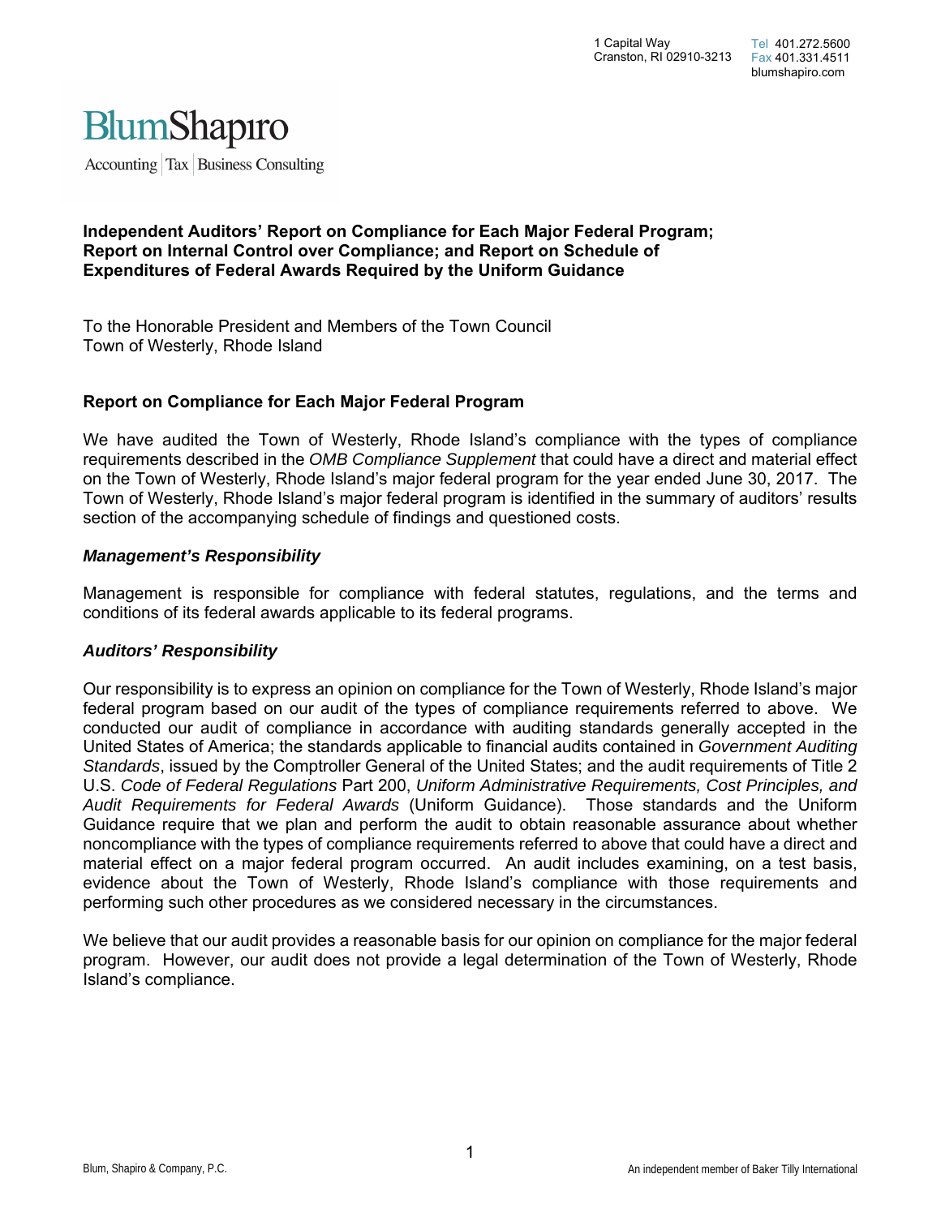1 Capital Way
Cranston, RI 02910-3213

Tel 401.272.5600
Fax 401.331.4511
blumshapiro.com

BlumShapiro
Accounting | Tax | Business Consulting

## Independent Auditors' Report on Compliance for Each Major Federal Program; Report on Internal Control over Compliance; and Report on Schedule of Expenditures of Federal Awards Required by the Uniform Guidance

To the Honorable President and Members of the Town Council
Town of Westerly, Rhode Island

### Report on Compliance for Each Major Federal Program

We have audited the Town of Westerly, Rhode Island's compliance with the types of compliance requirements described in the *OMB Compliance Supplement* that could have a direct and material effect on the Town of Westerly, Rhode Island's major federal program for the year ended June 30, 2017. The Town of Westerly, Rhode Island's major federal program is identified in the summary of auditors' results section of the accompanying schedule of findings and questioned costs.

#### *Management's Responsibility*

Management is responsible for compliance with federal statutes, regulations, and the terms and conditions of its federal awards applicable to its federal programs.

#### *Auditors' Responsibility*

Our responsibility is to express an opinion on compliance for the Town of Westerly, Rhode Island's major federal program based on our audit of the types of compliance requirements referred to above. We conducted our audit of compliance in accordance with auditing standards generally accepted in the United States of America; the standards applicable to financial audits contained in *Government Auditing Standards*, issued by the Comptroller General of the United States; and the audit requirements of Title 2 U.S. *Code of Federal Regulations* Part 200, *Uniform Administrative Requirements, Cost Principles, and Audit Requirements for Federal Awards* (Uniform Guidance). Those standards and the Uniform Guidance require that we plan and perform the audit to obtain reasonable assurance about whether noncompliance with the types of compliance requirements referred to above that could have a direct and material effect on a major federal program occurred. An audit includes examining, on a test basis, evidence about the Town of Westerly, Rhode Island's compliance with those requirements and performing such other procedures as we considered necessary in the circumstances.

We believe that our audit provides a reasonable basis for our opinion on compliance for the major federal program. However, our audit does not provide a legal determination of the Town of Westerly, Rhode Island's compliance.

Blum, Shapiro & Company, P.C.

An independent member of Baker Tilly International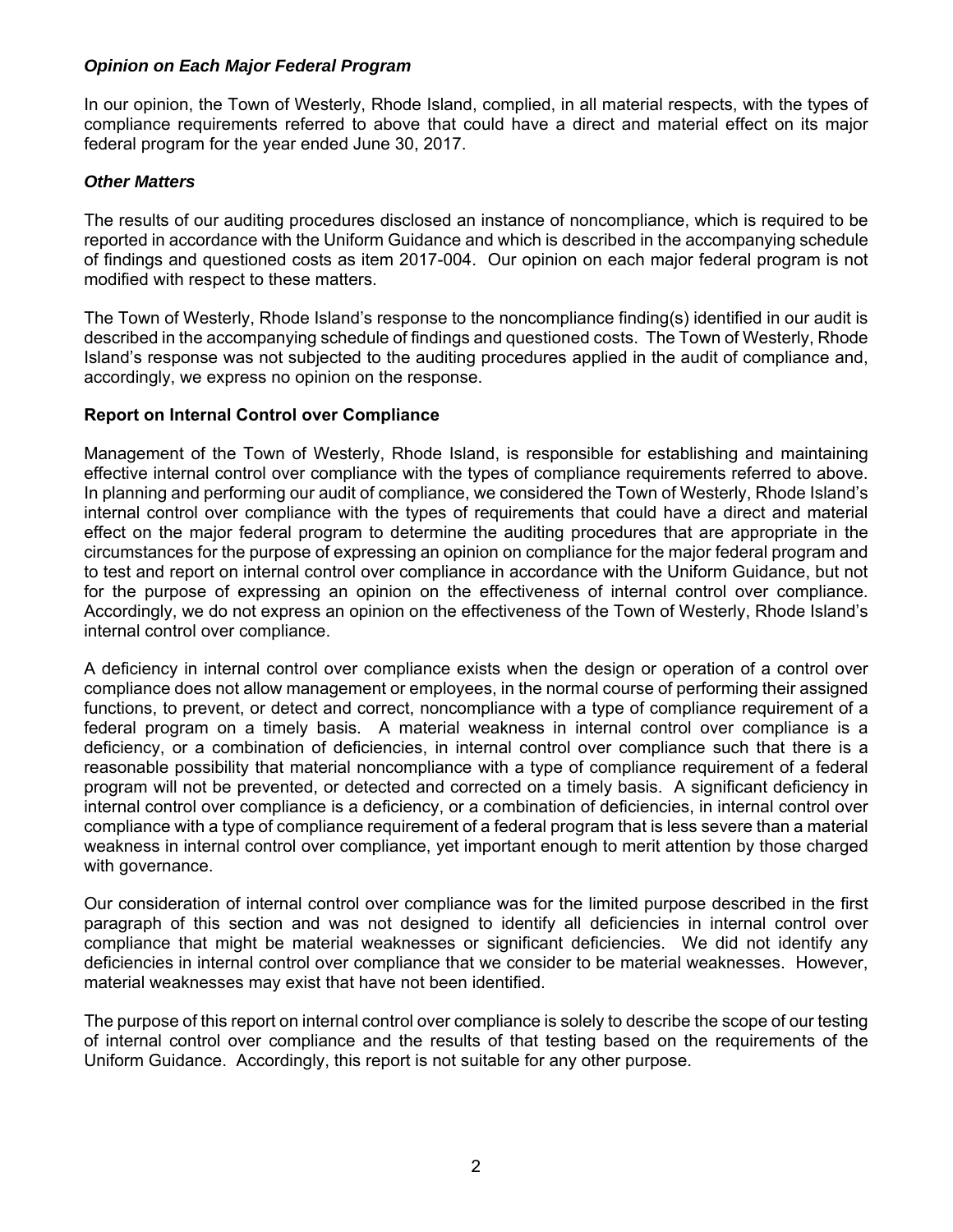### *Opinion on Each Major Federal Program*

In our opinion, the Town of Westerly, Rhode Island, complied, in all material respects, with the types of compliance requirements referred to above that could have a direct and material effect on its major federal program for the year ended June 30, 2017.

### *Other Matters*

The results of our auditing procedures disclosed an instance of noncompliance, which is required to be reported in accordance with the Uniform Guidance and which is described in the accompanying schedule of findings and questioned costs as item 2017-004. Our opinion on each major federal program is not modified with respect to these matters.

The Town of Westerly, Rhode Island's response to the noncompliance finding(s) identified in our audit is described in the accompanying schedule of findings and questioned costs. The Town of Westerly, Rhode Island's response was not subjected to the auditing procedures applied in the audit of compliance and, accordingly, we express no opinion on the response.

## Report on Internal Control over Compliance

Management of the Town of Westerly, Rhode Island, is responsible for establishing and maintaining effective internal control over compliance with the types of compliance requirements referred to above. In planning and performing our audit of compliance, we considered the Town of Westerly, Rhode Island's internal control over compliance with the types of requirements that could have a direct and material effect on the major federal program to determine the auditing procedures that are appropriate in the circumstances for the purpose of expressing an opinion on compliance for the major federal program and to test and report on internal control over compliance in accordance with the Uniform Guidance, but not for the purpose of expressing an opinion on the effectiveness of internal control over compliance. Accordingly, we do not express an opinion on the effectiveness of the Town of Westerly, Rhode Island's internal control over compliance.

A deficiency in internal control over compliance exists when the design or operation of a control over compliance does not allow management or employees, in the normal course of performing their assigned functions, to prevent, or detect and correct, noncompliance with a type of compliance requirement of a federal program on a timely basis. A material weakness in internal control over compliance is a deficiency, or a combination of deficiencies, in internal control over compliance such that there is a reasonable possibility that material noncompliance with a type of compliance requirement of a federal program will not be prevented, or detected and corrected on a timely basis. A significant deficiency in internal control over compliance is a deficiency, or a combination of deficiencies, in internal control over compliance with a type of compliance requirement of a federal program that is less severe than a material weakness in internal control over compliance, yet important enough to merit attention by those charged with governance.

Our consideration of internal control over compliance was for the limited purpose described in the first paragraph of this section and was not designed to identify all deficiencies in internal control over compliance that might be material weaknesses or significant deficiencies. We did not identify any deficiencies in internal control over compliance that we consider to be material weaknesses. However, material weaknesses may exist that have not been identified.

The purpose of this report on internal control over compliance is solely to describe the scope of our testing of internal control over compliance and the results of that testing based on the requirements of the Uniform Guidance. Accordingly, this report is not suitable for any other purpose.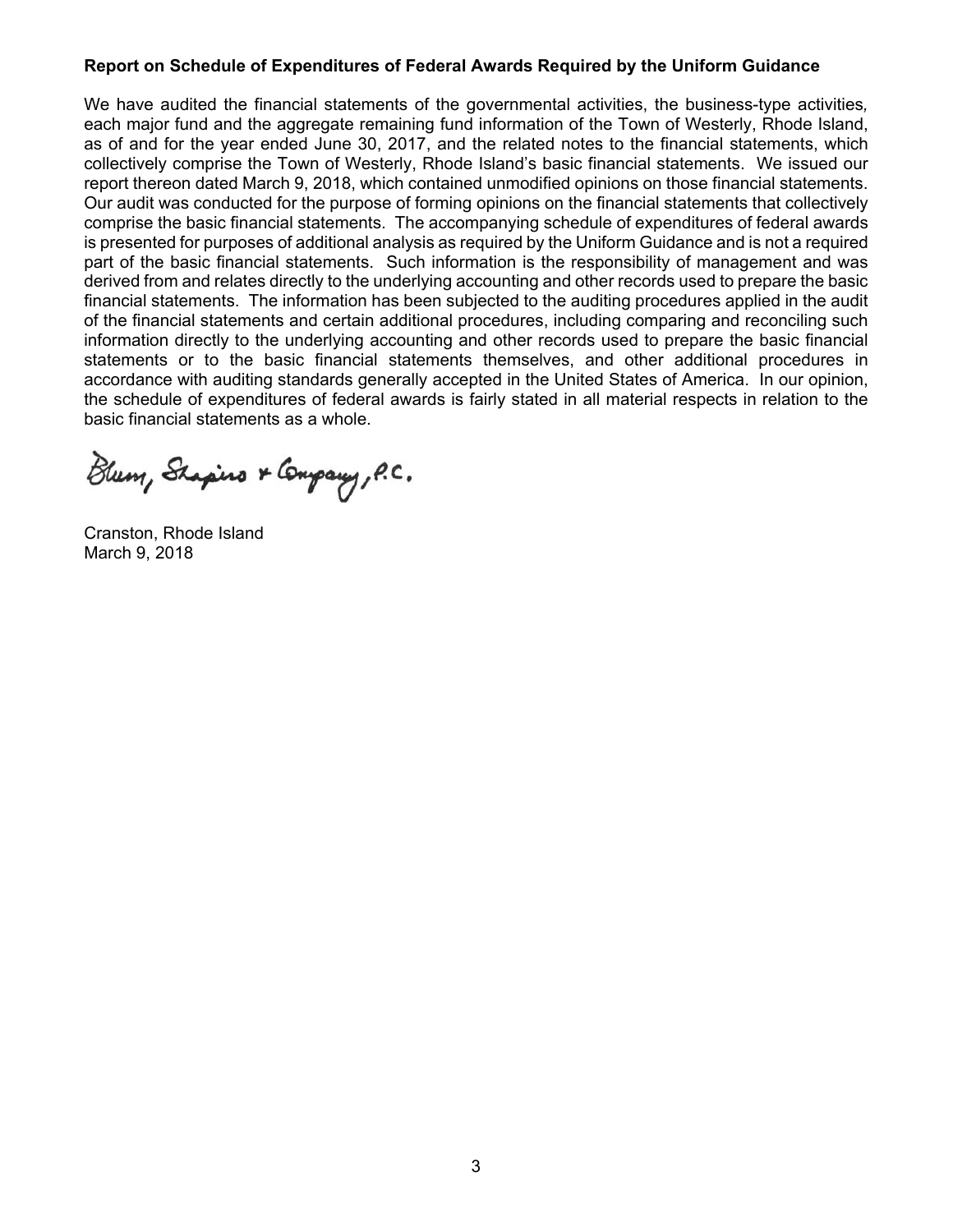**Report on Schedule of Expenditures of Federal Awards Required by the Uniform Guidance**

We have audited the financial statements of the governmental activities, the business-type activities, each major fund and the aggregate remaining fund information of the Town of Westerly, Rhode Island, as of and for the year ended June 30, 2017, and the related notes to the financial statements, which collectively comprise the Town of Westerly, Rhode Island's basic financial statements. We issued our report thereon dated March 9, 2018, which contained unmodified opinions on those financial statements. Our audit was conducted for the purpose of forming opinions on the financial statements that collectively comprise the basic financial statements. The accompanying schedule of expenditures of federal awards is presented for purposes of additional analysis as required by the Uniform Guidance and is not a required part of the basic financial statements. Such information is the responsibility of management and was derived from and relates directly to the underlying accounting and other records used to prepare the basic financial statements. The information has been subjected to the auditing procedures applied in the audit of the financial statements and certain additional procedures, including comparing and reconciling such information directly to the underlying accounting and other records used to prepare the basic financial statements or to the basic financial statements themselves, and other additional procedures in accordance with auditing standards generally accepted in the United States of America. In our opinion, the schedule of expenditures of federal awards is fairly stated in all material respects in relation to the basic financial statements as a whole.

Blum, Shapiro & Company, P.C.

Cranston, Rhode Island
March 9, 2018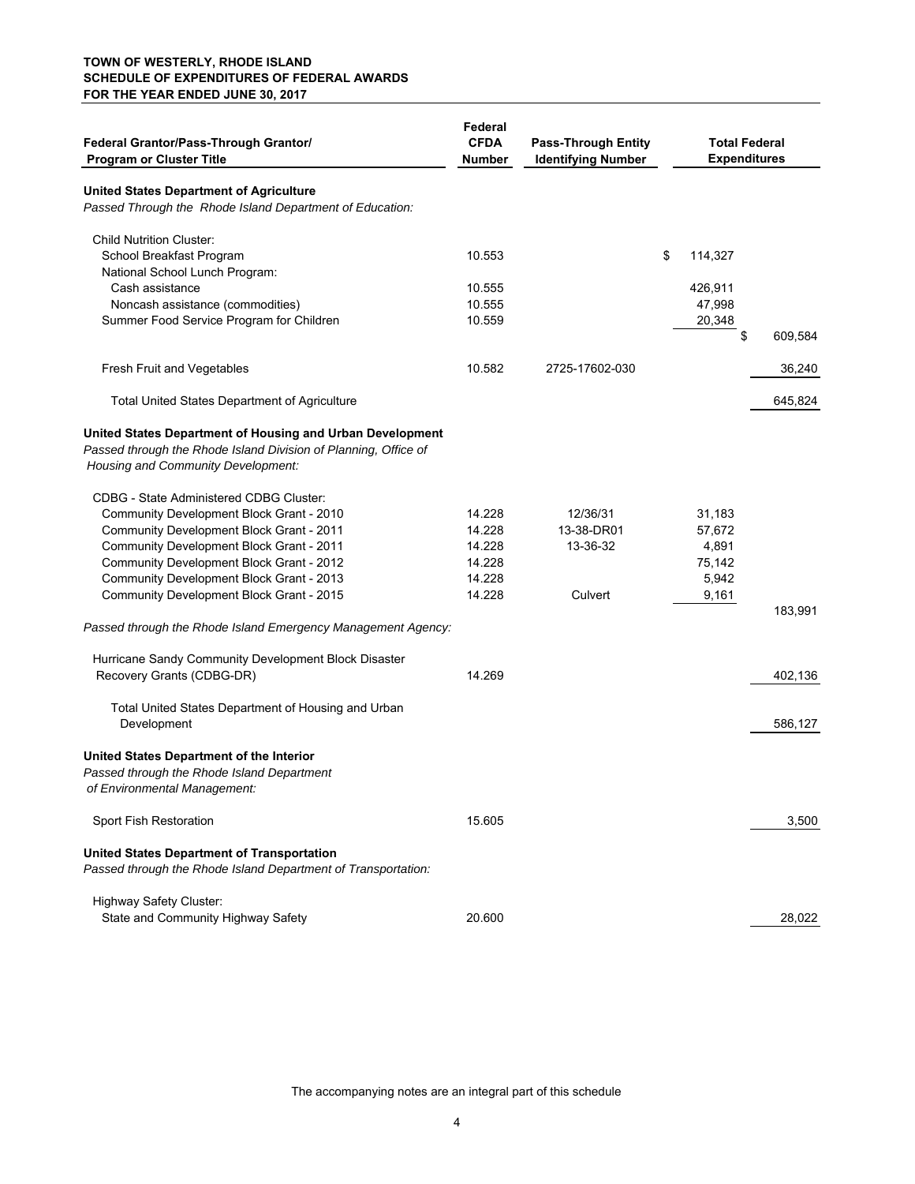**TOWN OF WESTERLY, RHODE ISLAND**
**SCHEDULE OF EXPENDITURES OF FEDERAL AWARDS**
**FOR THE YEAR ENDED JUNE 30, 2017**

| Federal Grantor/Pass-Through Grantor/ Program or Cluster Title | Federal CFDA Number | Pass-Through Entity Identifying Number | Total Federal Expenditures | |
|---|---|---|---|---|
| **United States Department of Agriculture** | | | | |
| *Passed Through the Rhode Island Department of Education:* | | | | |
| Child Nutrition Cluster: | | | | |
| School Breakfast Program | 10.553 | | $ 114,327 | |
| National School Lunch Program: | | | | |
| Cash assistance | 10.555 | | 426,911 | |
| Noncash assistance (commodities) | 10.555 | | 47,998 | |
| Summer Food Service Program for Children | 10.559 | | 20,348 | |
| | | | | $ 609,584 |
| Fresh Fruit and Vegetables | 10.582 | 2725-17602-030 | | 36,240 |
| Total United States Department of Agriculture | | | | 645,824 |
| **United States Department of Housing and Urban Development** | | | | |
| *Passed through the Rhode Island Division of Planning, Office of Housing and Community Development:* | | | | |
| CDBG - State Administered CDBG Cluster: | | | | |
| Community Development Block Grant - 2010 | 14.228 | 12/36/31 | 31,183 | |
| Community Development Block Grant - 2011 | 14.228 | 13-38-DR01 | 57,672 | |
| Community Development Block Grant - 2011 | 14.228 | 13-36-32 | 4,891 | |
| Community Development Block Grant - 2012 | 14.228 | | 75,142 | |
| Community Development Block Grant - 2013 | 14.228 | | 5,942 | |
| Community Development Block Grant - 2015 | 14.228 | Culvert | 9,161 | |
| | | | | 183,991 |
| *Passed through the Rhode Island Emergency Management Agency:* | | | | |
| Hurricane Sandy Community Development Block Disaster Recovery Grants (CDBG-DR) | 14.269 | | | 402,136 |
| Total United States Department of Housing and Urban Development | | | | 586,127 |
| **United States Department of the Interior** | | | | |
| *Passed through the Rhode Island Department of Environmental Management:* | | | | |
| Sport Fish Restoration | 15.605 | | | 3,500 |
| **United States Department of Transportation** | | | | |
| *Passed through the Rhode Island Department of Transportation:* | | | | |
| Highway Safety Cluster: | | | | |
| State and Community Highway Safety | 20.600 | | | 28,022 |

The accompanying notes are an integral part of this schedule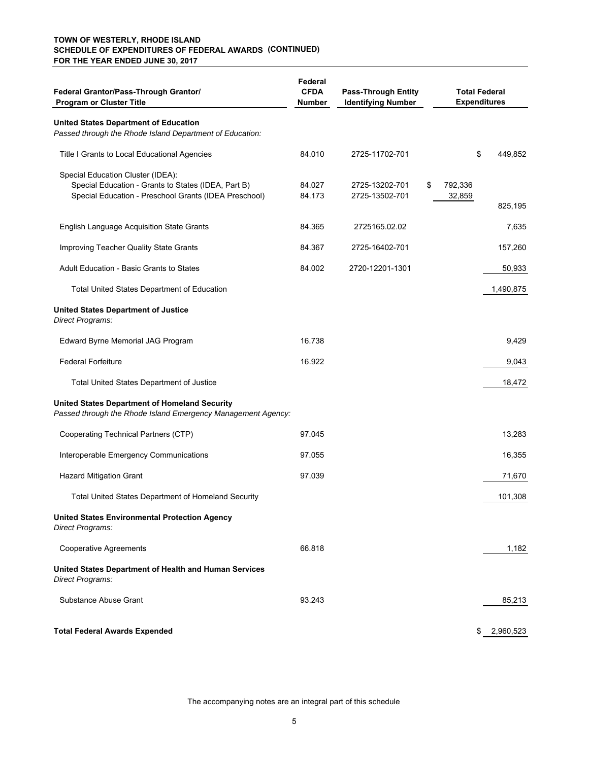**TOWN OF WESTERLY, RHODE ISLAND**
**SCHEDULE OF EXPENDITURES OF FEDERAL AWARDS (CONTINUED)**
**FOR THE YEAR ENDED JUNE 30, 2017**

| Federal Grantor/Pass-Through Grantor/ Program or Cluster Title | Federal CFDA Number | Pass-Through Entity Identifying Number | | Total Federal Expenditures |
|---|---|---|---|---|
| **United States Department of Education** | | | | |
| *Passed through the Rhode Island Department of Education:* | | | | |
| Title I Grants to Local Educational Agencies | 84.010 | 2725-11702-701 | | $ 449,852 |
| Special Education Cluster (IDEA): | | | | |
| Special Education - Grants to States (IDEA, Part B) | 84.027 | 2725-13202-701 | $ 792,336 | |
| Special Education - Preschool Grants (IDEA Preschool) | 84.173 | 2725-13502-701 | 32,859 | |
| | | | | 825,195 |
| English Language Acquisition State Grants | 84.365 | 2725165.02.02 | | 7,635 |
| Improving Teacher Quality State Grants | 84.367 | 2725-16402-701 | | 157,260 |
| Adult Education - Basic Grants to States | 84.002 | 2720-12201-1301 | | 50,933 |
| Total United States Department of Education | | | | 1,490,875 |
| **United States Department of Justice** | | | | |
| *Direct Programs:* | | | | |
| Edward Byrne Memorial JAG Program | 16.738 | | | 9,429 |
| Federal Forfeiture | 16.922 | | | 9,043 |
| Total United States Department of Justice | | | | 18,472 |
| **United States Department of Homeland Security** | | | | |
| *Passed through the Rhode Island Emergency Management Agency:* | | | | |
| Cooperating Technical Partners (CTP) | 97.045 | | | 13,283 |
| Interoperable Emergency Communications | 97.055 | | | 16,355 |
| Hazard Mitigation Grant | 97.039 | | | 71,670 |
| Total United States Department of Homeland Security | | | | 101,308 |
| **United States Environmental Protection Agency** | | | | |
| *Direct Programs:* | | | | |
| Cooperative Agreements | 66.818 | | | 1,182 |
| **United States Department of Health and Human Services** | | | | |
| *Direct Programs:* | | | | |
| Substance Abuse Grant | 93.243 | | | 85,213 |
| **Total Federal Awards Expended** | | | | $ 2,960,523 |

The accompanying notes are an integral part of this schedule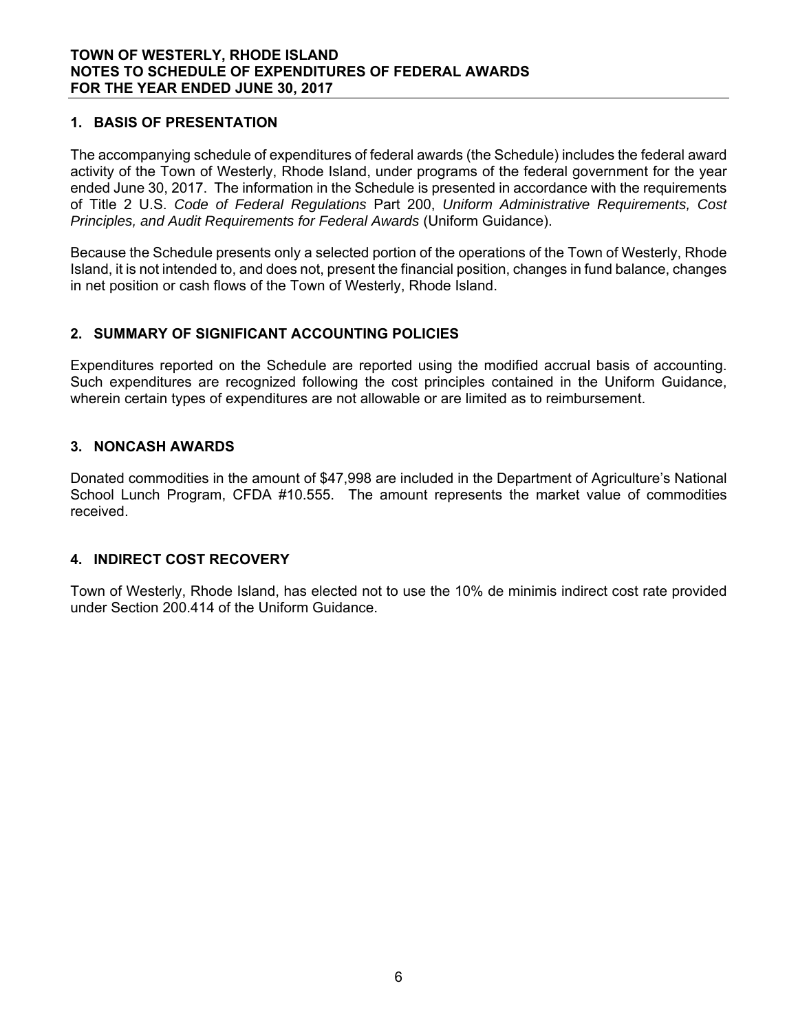# TOWN OF WESTERLY, RHODE ISLAND
# NOTES TO SCHEDULE OF EXPENDITURES OF FEDERAL AWARDS
# FOR THE YEAR ENDED JUNE 30, 2017

## 1. BASIS OF PRESENTATION

The accompanying schedule of expenditures of federal awards (the Schedule) includes the federal award activity of the Town of Westerly, Rhode Island, under programs of the federal government for the year ended June 30, 2017. The information in the Schedule is presented in accordance with the requirements of Title 2 U.S. *Code of Federal Regulations* Part 200, *Uniform Administrative Requirements, Cost Principles, and Audit Requirements for Federal Awards* (Uniform Guidance).

Because the Schedule presents only a selected portion of the operations of the Town of Westerly, Rhode Island, it is not intended to, and does not, present the financial position, changes in fund balance, changes in net position or cash flows of the Town of Westerly, Rhode Island.

## 2. SUMMARY OF SIGNIFICANT ACCOUNTING POLICIES

Expenditures reported on the Schedule are reported using the modified accrual basis of accounting. Such expenditures are recognized following the cost principles contained in the Uniform Guidance, wherein certain types of expenditures are not allowable or are limited as to reimbursement.

## 3. NONCASH AWARDS

Donated commodities in the amount of $47,998 are included in the Department of Agriculture's National School Lunch Program, CFDA #10.555. The amount represents the market value of commodities received.

## 4. INDIRECT COST RECOVERY

Town of Westerly, Rhode Island, has elected not to use the 10% de minimis indirect cost rate provided under Section 200.414 of the Uniform Guidance.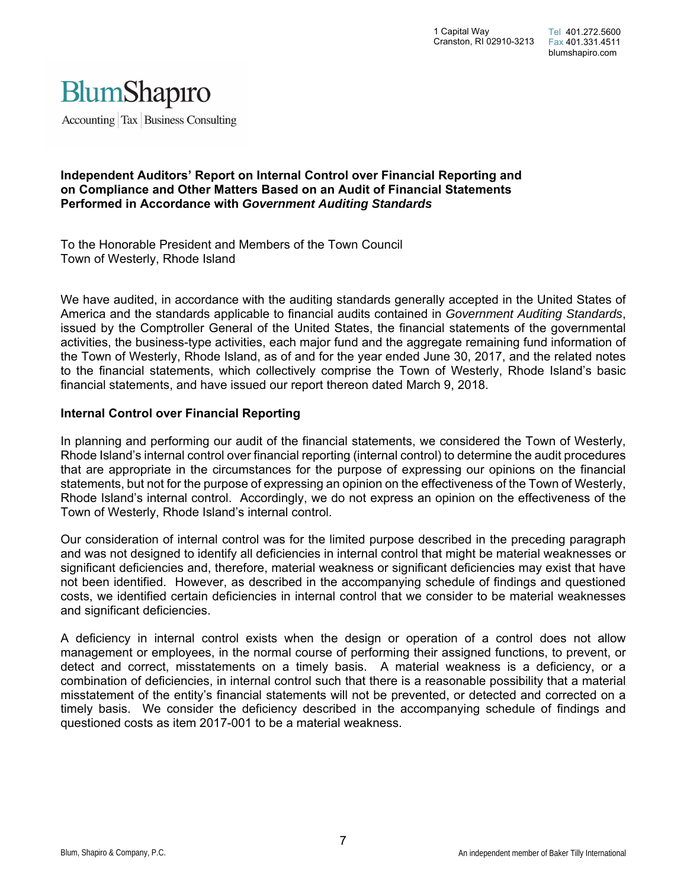1 Capital Way
Cranston, RI 02910-3213

Tel 401.272.5600
Fax 401.331.4511
blumshapiro.com

BlumShapiro
Accounting | Tax | Business Consulting

**Independent Auditors' Report on Internal Control over Financial Reporting and on Compliance and Other Matters Based on an Audit of Financial Statements Performed in Accordance with *Government Auditing Standards***

To the Honorable President and Members of the Town Council
Town of Westerly, Rhode Island

We have audited, in accordance with the auditing standards generally accepted in the United States of America and the standards applicable to financial audits contained in *Government Auditing Standards*, issued by the Comptroller General of the United States, the financial statements of the governmental activities, the business-type activities, each major fund and the aggregate remaining fund information of the Town of Westerly, Rhode Island, as of and for the year ended June 30, 2017, and the related notes to the financial statements, which collectively comprise the Town of Westerly, Rhode Island's basic financial statements, and have issued our report thereon dated March 9, 2018.

## Internal Control over Financial Reporting

In planning and performing our audit of the financial statements, we considered the Town of Westerly, Rhode Island's internal control over financial reporting (internal control) to determine the audit procedures that are appropriate in the circumstances for the purpose of expressing our opinions on the financial statements, but not for the purpose of expressing an opinion on the effectiveness of the Town of Westerly, Rhode Island's internal control. Accordingly, we do not express an opinion on the effectiveness of the Town of Westerly, Rhode Island's internal control.

Our consideration of internal control was for the limited purpose described in the preceding paragraph and was not designed to identify all deficiencies in internal control that might be material weaknesses or significant deficiencies and, therefore, material weakness or significant deficiencies may exist that have not been identified. However, as described in the accompanying schedule of findings and questioned costs, we identified certain deficiencies in internal control that we consider to be material weaknesses and significant deficiencies.

A deficiency in internal control exists when the design or operation of a control does not allow management or employees, in the normal course of performing their assigned functions, to prevent, or detect and correct, misstatements on a timely basis. A material weakness is a deficiency, or a combination of deficiencies, in internal control such that there is a reasonable possibility that a material misstatement of the entity's financial statements will not be prevented, or detected and corrected on a timely basis. We consider the deficiency described in the accompanying schedule of findings and questioned costs as item 2017-001 to be a material weakness.

Blum, Shapiro & Company, P.C.

An independent member of Baker Tilly International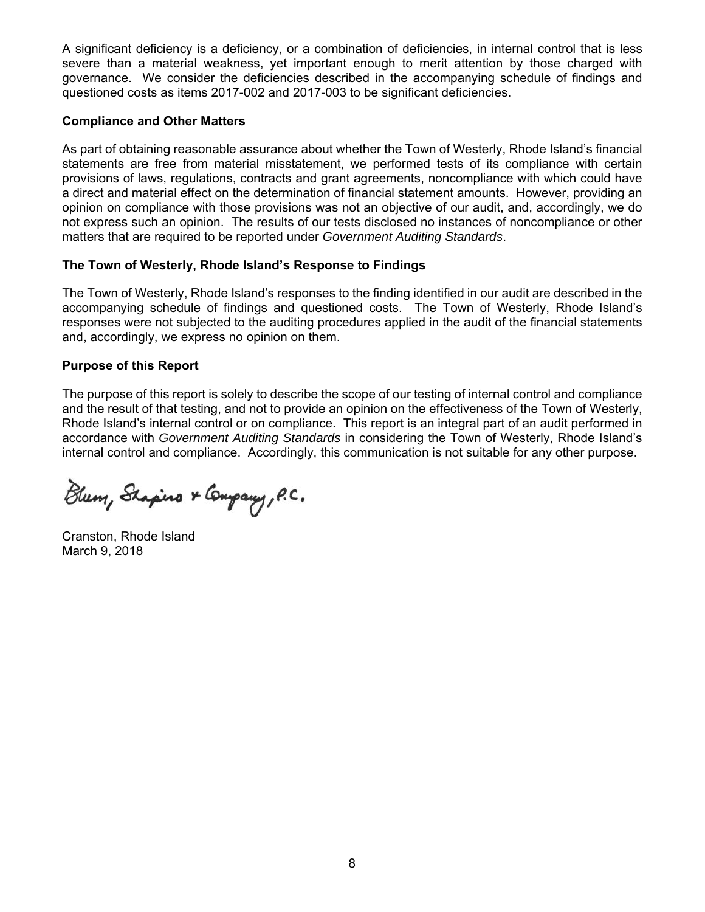A significant deficiency is a deficiency, or a combination of deficiencies, in internal control that is less severe than a material weakness, yet important enough to merit attention by those charged with governance. We consider the deficiencies described in the accompanying schedule of findings and questioned costs as items 2017-002 and 2017-003 to be significant deficiencies.

**Compliance and Other Matters**

As part of obtaining reasonable assurance about whether the Town of Westerly, Rhode Island's financial statements are free from material misstatement, we performed tests of its compliance with certain provisions of laws, regulations, contracts and grant agreements, noncompliance with which could have a direct and material effect on the determination of financial statement amounts. However, providing an opinion on compliance with those provisions was not an objective of our audit, and, accordingly, we do not express such an opinion. The results of our tests disclosed no instances of noncompliance or other matters that are required to be reported under *Government Auditing Standards*.

**The Town of Westerly, Rhode Island's Response to Findings**

The Town of Westerly, Rhode Island's responses to the finding identified in our audit are described in the accompanying schedule of findings and questioned costs. The Town of Westerly, Rhode Island's responses were not subjected to the auditing procedures applied in the audit of the financial statements and, accordingly, we express no opinion on them.

**Purpose of this Report**

The purpose of this report is solely to describe the scope of our testing of internal control and compliance and the result of that testing, and not to provide an opinion on the effectiveness of the Town of Westerly, Rhode Island's internal control or on compliance. This report is an integral part of an audit performed in accordance with *Government Auditing Standards* in considering the Town of Westerly, Rhode Island's internal control and compliance. Accordingly, this communication is not suitable for any other purpose.

Blum, Shapiro & Company, P.C.

Cranston, Rhode Island
March 9, 2018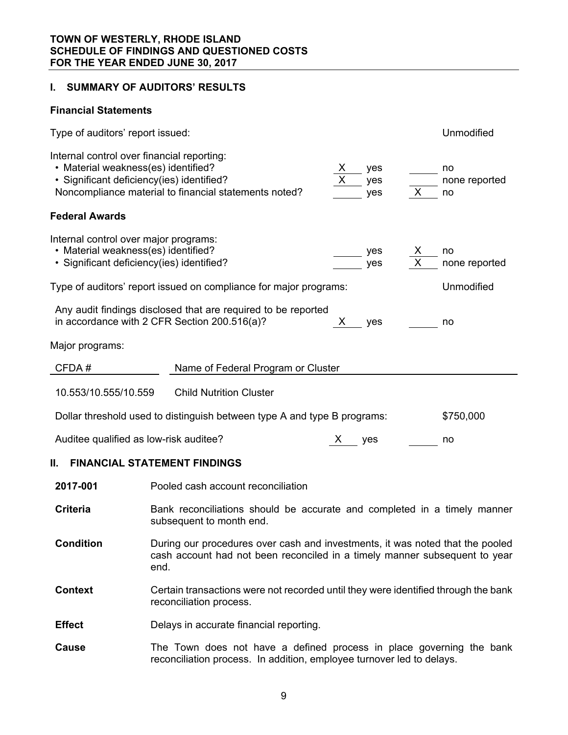**TOWN OF WESTERLY, RHODE ISLAND**
**SCHEDULE OF FINDINGS AND QUESTIONED COSTS**
**FOR THE YEAR ENDED JUNE 30, 2017**

## I. SUMMARY OF AUDITORS' RESULTS

### Financial Statements

Type of auditors' report issued: Unmodified

Internal control over financial reporting:

| | | | | |
|---|---|---|---|---|
| • Material weakness(es) identified? | X | yes | | no |
| • Significant deficiency(ies) identified? | X | yes | | none reported |
| Noncompliance material to financial statements noted? | | yes | X | no |

### Federal Awards

Internal control over major programs:

| | | | | |
|---|---|---|---|---|
| • Material weakness(es) identified? | | yes | X | no |
| • Significant deficiency(ies) identified? | | yes | X | none reported |

Type of auditors' report issued on compliance for major programs: Unmodified

| | | | | |
|---|---|---|---|---|
| Any audit findings disclosed that are required to be reported in accordance with 2 CFR Section 200.516(a)? | X | yes | | no |

Major programs:

| CFDA # | Name of Federal Program or Cluster |
|---|---|
| 10.553/10.555/10.559 | Child Nutrition Cluster |

Dollar threshold used to distinguish between type A and type B programs: $750,000

| | | | | |
|---|---|---|---|---|
| Auditee qualified as low-risk auditee? | X | yes | | no |

## II. FINANCIAL STATEMENT FINDINGS

**2017-001** Pooled cash account reconciliation

**Criteria** Bank reconciliations should be accurate and completed in a timely manner subsequent to month end.

**Condition** During our procedures over cash and investments, it was noted that the pooled cash account had not been reconciled in a timely manner subsequent to year end.

**Context** Certain transactions were not recorded until they were identified through the bank reconciliation process.

**Effect** Delays in accurate financial reporting.

**Cause** The Town does not have a defined process in place governing the bank reconciliation process. In addition, employee turnover led to delays.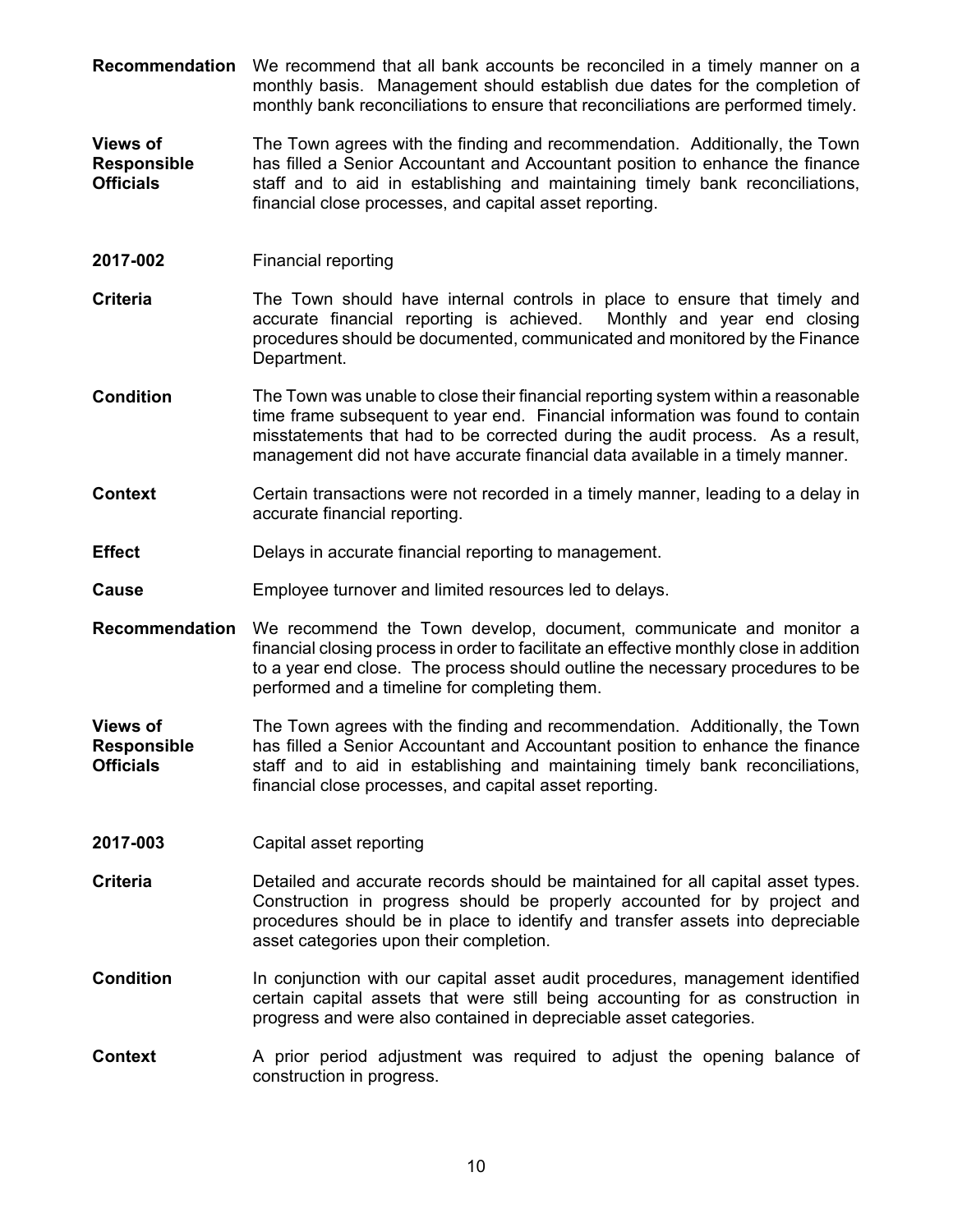**Recommendation** We recommend that all bank accounts be reconciled in a timely manner on a monthly basis. Management should establish due dates for the completion of monthly bank reconciliations to ensure that reconciliations are performed timely.

**Views of Responsible Officials** The Town agrees with the finding and recommendation. Additionally, the Town has filled a Senior Accountant and Accountant position to enhance the finance staff and to aid in establishing and maintaining timely bank reconciliations, financial close processes, and capital asset reporting.

**2017-002** Financial reporting

**Criteria** The Town should have internal controls in place to ensure that timely and accurate financial reporting is achieved. Monthly and year end closing procedures should be documented, communicated and monitored by the Finance Department.

**Condition** The Town was unable to close their financial reporting system within a reasonable time frame subsequent to year end. Financial information was found to contain misstatements that had to be corrected during the audit process. As a result, management did not have accurate financial data available in a timely manner.

**Context** Certain transactions were not recorded in a timely manner, leading to a delay in accurate financial reporting.

**Effect** Delays in accurate financial reporting to management.

**Cause** Employee turnover and limited resources led to delays.

**Recommendation** We recommend the Town develop, document, communicate and monitor a financial closing process in order to facilitate an effective monthly close in addition to a year end close. The process should outline the necessary procedures to be performed and a timeline for completing them.

**Views of Responsible Officials** The Town agrees with the finding and recommendation. Additionally, the Town has filled a Senior Accountant and Accountant position to enhance the finance staff and to aid in establishing and maintaining timely bank reconciliations, financial close processes, and capital asset reporting.

**2017-003** Capital asset reporting

**Criteria** Detailed and accurate records should be maintained for all capital asset types. Construction in progress should be properly accounted for by project and procedures should be in place to identify and transfer assets into depreciable asset categories upon their completion.

**Condition** In conjunction with our capital asset audit procedures, management identified certain capital assets that were still being accounting for as construction in progress and were also contained in depreciable asset categories.

**Context** A prior period adjustment was required to adjust the opening balance of construction in progress.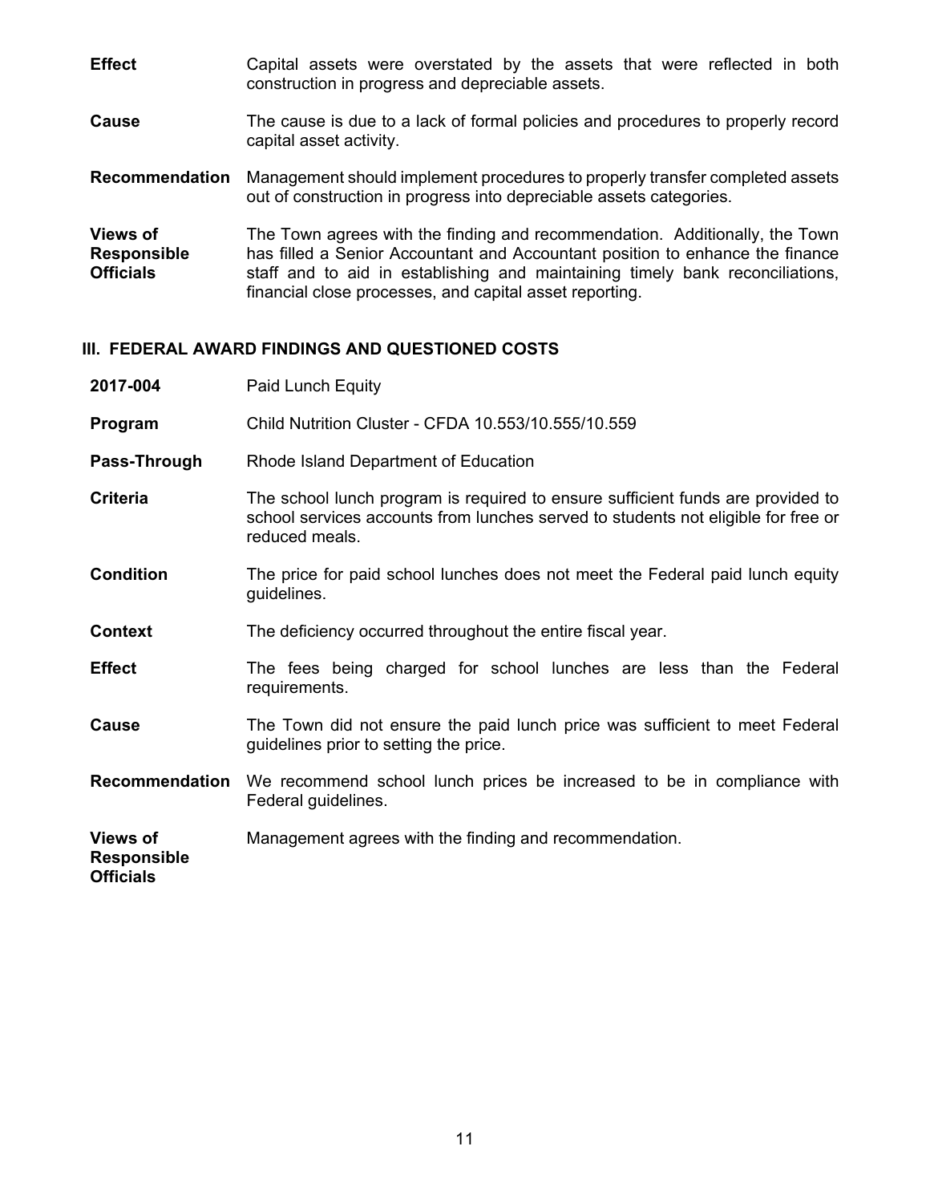**Effect** Capital assets were overstated by the assets that were reflected in both construction in progress and depreciable assets.

**Cause** The cause is due to a lack of formal policies and procedures to properly record capital asset activity.

**Recommendation** Management should implement procedures to properly transfer completed assets out of construction in progress into depreciable assets categories.

**Views of Responsible Officials** The Town agrees with the finding and recommendation. Additionally, the Town has filled a Senior Accountant and Accountant position to enhance the finance staff and to aid in establishing and maintaining timely bank reconciliations, financial close processes, and capital asset reporting.

## III. FEDERAL AWARD FINDINGS AND QUESTIONED COSTS

**2017-004** Paid Lunch Equity

**Program** Child Nutrition Cluster - CFDA 10.553/10.555/10.559

**Pass-Through** Rhode Island Department of Education

**Criteria** The school lunch program is required to ensure sufficient funds are provided to school services accounts from lunches served to students not eligible for free or reduced meals.

**Condition** The price for paid school lunches does not meet the Federal paid lunch equity guidelines.

**Context** The deficiency occurred throughout the entire fiscal year.

**Effect** The fees being charged for school lunches are less than the Federal requirements.

**Cause** The Town did not ensure the paid lunch price was sufficient to meet Federal guidelines prior to setting the price.

**Recommendation** We recommend school lunch prices be increased to be in compliance with Federal guidelines.

**Views of Responsible Officials** Management agrees with the finding and recommendation.